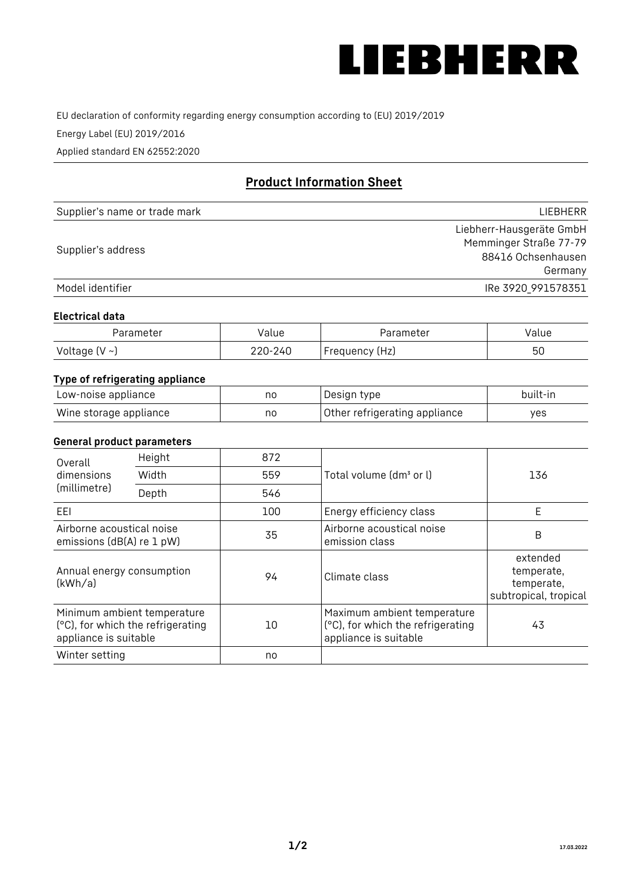LIEBHERR

EU declaration of conformity regarding energy consumption according to (EU) 2019/2019

Energy Label (EU) 2019/2016

Applied standard EN 62552:2020

## Product Information Sheet

| Supplier's name or trade mark | LIEBHERR |
|---|---|
| Supplier's address | Liebherr-Hausgeräte GmbH<br>Memminger Straße 77-79<br>88416 Ochsenhausen<br>Germany |
| Model identifier | IRe 3920_991578351 |

### Electrical data

| Parameter | Value | Parameter | Value |
|---|---|---|---|
| Voltage (V ~) | 220-240 | Frequency (Hz) | 50 |

### Type of refrigerating appliance

| Low-noise appliance | no | Design type | built-in |
|---|---|---|---|
| Wine storage appliance | no | Other refrigerating appliance | yes |

### General product parameters

| Overall dimensions (millimetre) | Height | 872 | Total volume (dm³ or l) | 136 |
|---|---|---|---|---|
| | Width | 559 | | |
| | Depth | 546 | | |
| EEI | | 100 | Energy efficiency class | E |
| Airborne acoustical noise emissions (dB(A) re 1 pW) | | 35 | Airborne acoustical noise emission class | B |
| Annual energy consumption (kWh/a) | | 94 | Climate class | extended temperate, temperate, subtropical, tropical |
| Minimum ambient temperature (°C), for which the refrigerating appliance is suitable | | 10 | Maximum ambient temperature (°C), for which the refrigerating appliance is suitable | 43 |
| Winter setting | | no | | |

17.03.2022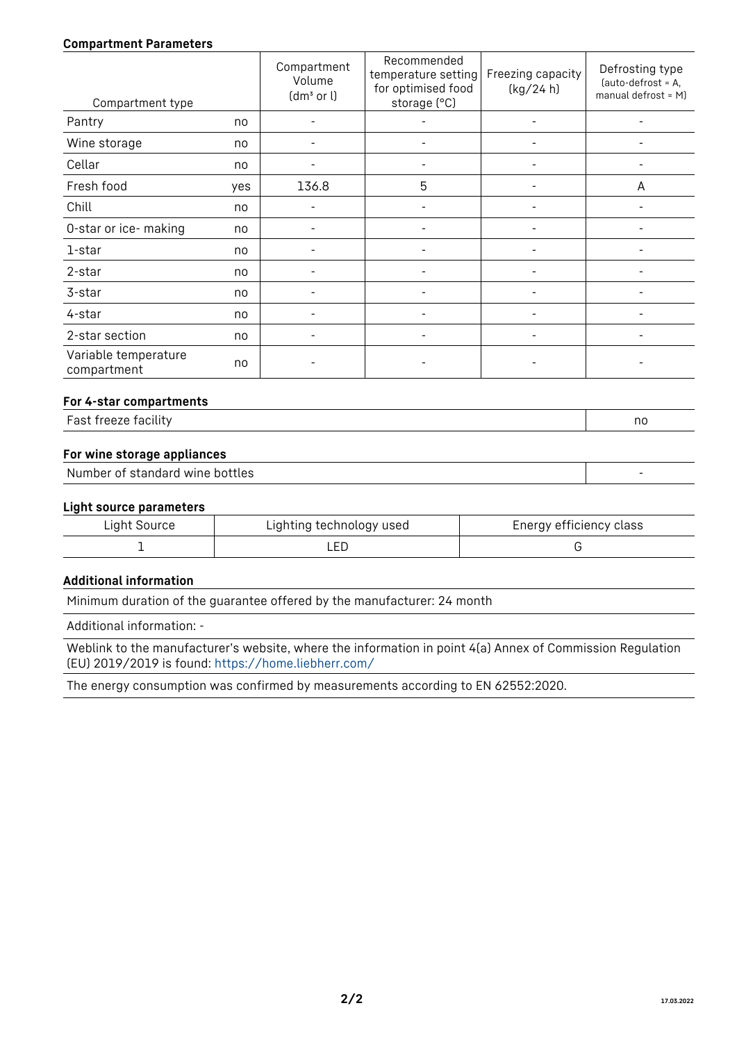**Compartment Parameters**

| Compartment type | | Compartment Volume (dm³ or l) | Recommended temperature setting for optimised food storage (°C) | Freezing capacity (kg/24 h) | Defrosting type (auto-defrost = A, manual defrost = M) |
|---|---|---|---|---|---|
| Pantry | no | - | - | - | - |
| Wine storage | no | - | - | - | - |
| Cellar | no | - | - | - | - |
| Fresh food | yes | 136.8 | 5 | - | A |
| Chill | no | - | - | - | - |
| 0-star or ice- making | no | - | - | - | - |
| 1-star | no | - | - | - | - |
| 2-star | no | - | - | - | - |
| 3-star | no | - | - | - | - |
| 4-star | no | - | - | - | - |
| 2-star section | no | - | - | - | - |
| Variable temperature compartment | no | - | - | - | - |

**For 4-star compartments**

| | |
|---|---|
| Fast freeze facility | no |

**For wine storage appliances**

| | |
|---|---|
| Number of standard wine bottles | - |

**Light source parameters**

| Light Source | Lighting technology used | Energy efficiency class |
|---|---|---|
| 1 | LED | G |

**Additional information**

Minimum duration of the guarantee offered by the manufacturer: 24 month

Additional information: -

Weblink to the manufacturer's website, where the information in point 4(a) Annex of Commission Regulation (EU) 2019/2019 is found: https://home.liebherr.com/

The energy consumption was confirmed by measurements according to EN 62552:2020.

17.03.2022